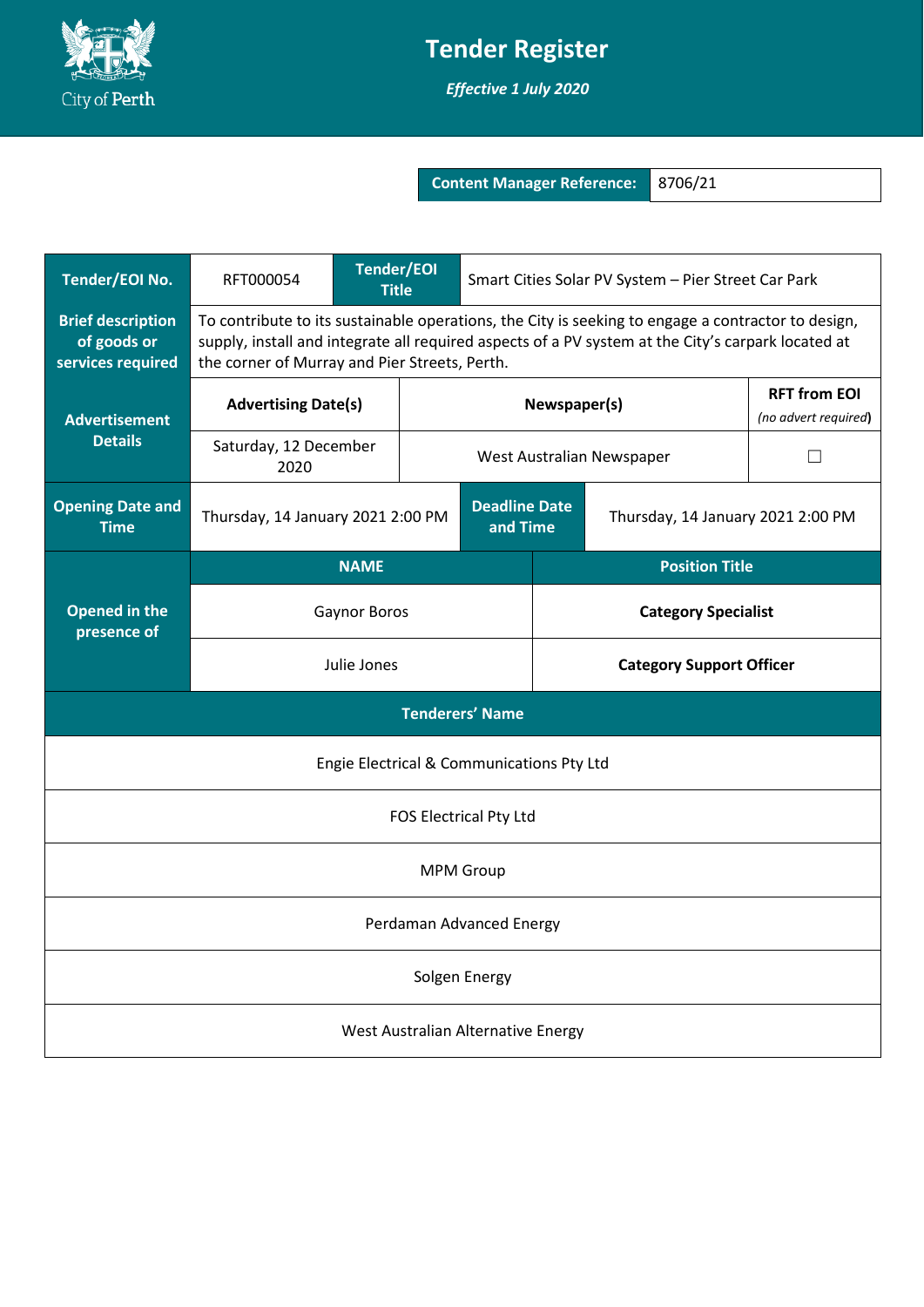# Tender Register

***Effective 1 July 2020***

| **Content Manager Reference:** | 8706/21 |
|---|---|

| **Tender/EOI No.** | RFT000054 | **Tender/EOI Title** | Smart Cities Solar PV System – Pier Street Car Park |
|---|---|---|---|
| **Brief description of goods or services required** | To contribute to its sustainable operations, the City is seeking to engage a contractor to design, supply, install and integrate all required aspects of a PV system at the City's carpark located at the corner of Murray and Pier Streets, Perth. | | |

| **Advertisement Details** | **Advertising Date(s)** | **Newspaper(s)** | **RFT from EOI** *(no advert required)* |
|---|---|---|---|
| | Saturday, 12 December 2020 | West Australian Newspaper | ☐ |

| **Opening Date and Time** | Thursday, 14 January 2021 2:00 PM | **Deadline Date and Time** | Thursday, 14 January 2021 2:00 PM |
|---|---|---|---|

| **Opened in the presence of** | **NAME** | **Position Title** |
|---|---|---|
| | Gaynor Boros | **Category Specialist** |
| | Julie Jones | **Category Support Officer** |

| **Tenderers' Name** |
|---|
| Engie Electrical & Communications Pty Ltd |
| FOS Electrical Pty Ltd |
| MPM Group |
| Perdaman Advanced Energy |
| Solgen Energy |
| West Australian Alternative Energy |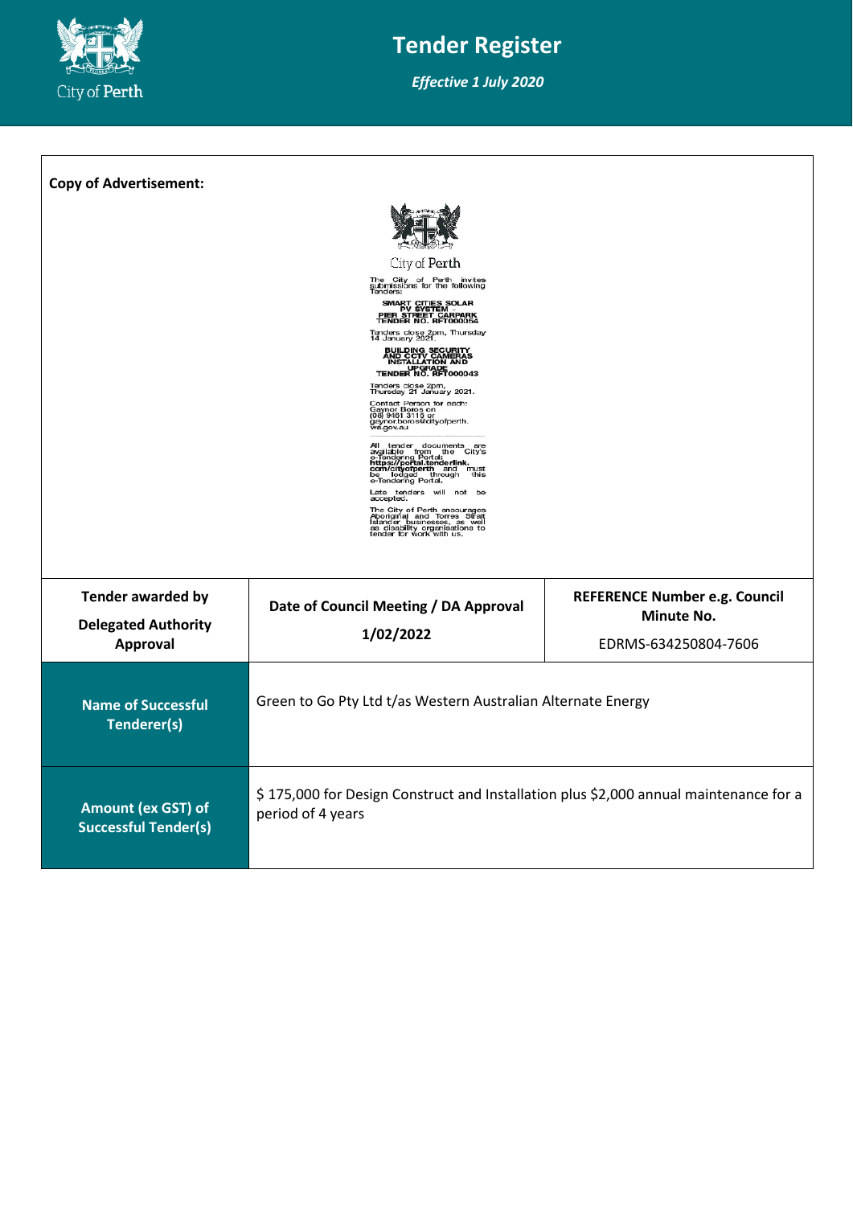# Tender Register

***Effective 1 July 2020***

**Copy of Advertisement:**

City of Perth

The City of Perth invites submissions for the following Tenders:

**SMART CITIES SOLAR PV SYSTEM - PIER STREET CARPARK TENDER NO. RFT000054**

Tenders close 2pm, Thursday 14 January 2021.

**BUILDING SECURITY AND CCTV CAMERAS INSTALLATION AND UPGRADE TENDER NO. RFT000043**

Tenders close 2pm, Thursday 21 January 2021.

Contact Person for each: Gaynor Boros on (08) 9461 3116 or gaynor.boros@cityofperth.wa.gov.au

All tender documents are available from the City's e-Tendering Portal: **https://portal.tenderlink.com/cityofperth** and must be lodged through this e-Tendering Portal.

Late tenders will not be accepted.

The City of Perth encourages Aboriginal and Torres Strait Islander businesses, as well as disability organisations to tender for work with us.

| | | |
|---|---|---|
| **Tender awarded by Delegated Authority Approval** | **Date of Council Meeting / DA Approval** 1/02/2022 | **REFERENCE Number e.g. Council Minute No.** EDRMS-634250804-7606 |
| **Name of Successful Tenderer(s)** | Green to Go Pty Ltd t/as Western Australian Alternate Energy | |
| **Amount (ex GST) of Successful Tender(s)** | $ 175,000 for Design Construct and Installation plus $2,000 annual maintenance for a period of 4 years | |